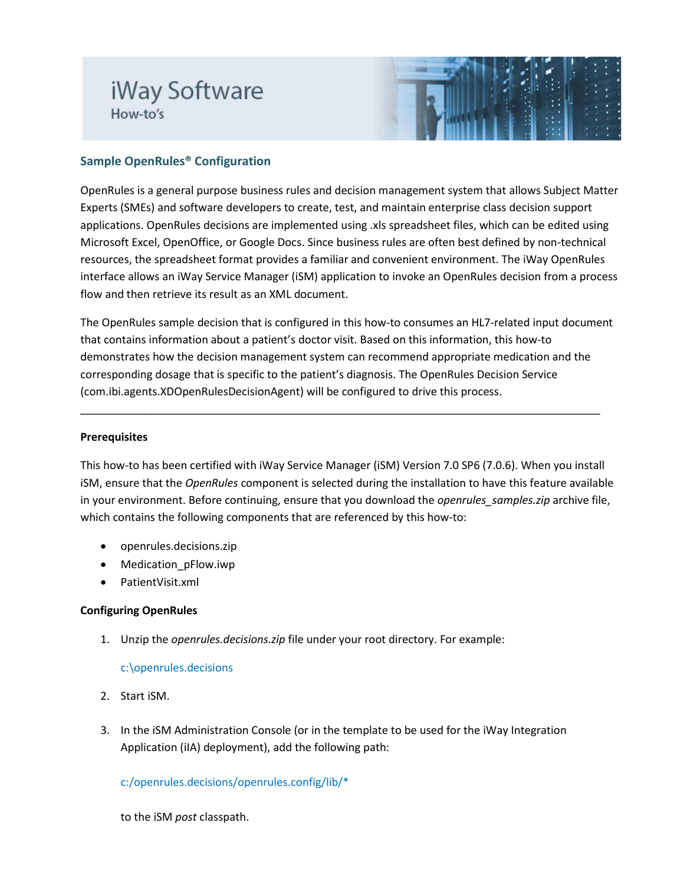# iWay Software

How-to's

## Sample OpenRules® Configuration

OpenRules is a general purpose business rules and decision management system that allows Subject Matter Experts (SMEs) and software developers to create, test, and maintain enterprise class decision support applications. OpenRules decisions are implemented using .xls spreadsheet files, which can be edited using Microsoft Excel, OpenOffice, or Google Docs. Since business rules are often best defined by non-technical resources, the spreadsheet format provides a familiar and convenient environment. The iWay OpenRules interface allows an iWay Service Manager (iSM) application to invoke an OpenRules decision from a process flow and then retrieve its result as an XML document.

The OpenRules sample decision that is configured in this how-to consumes an HL7-related input document that contains information about a patient's doctor visit. Based on this information, this how-to demonstrates how the decision management system can recommend appropriate medication and the corresponding dosage that is specific to the patient's diagnosis. The OpenRules Decision Service (com.ibi.agents.XDOpenRulesDecisionAgent) will be configured to drive this process.

---

**Prerequisites**

This how-to has been certified with iWay Service Manager (iSM) Version 7.0 SP6 (7.0.6). When you install iSM, ensure that the *OpenRules* component is selected during the installation to have this feature available in your environment. Before continuing, ensure that you download the *openrules_samples.zip* archive file, which contains the following components that are referenced by this how-to:

- openrules.decisions.zip
- Medication_pFlow.iwp
- PatientVisit.xml

**Configuring OpenRules**

1. Unzip the *openrules.decisions.zip* file under your root directory. For example:

   c:\openrules.decisions

2. Start iSM.

3. In the iSM Administration Console (or in the template to be used for the iWay Integration Application (iIA) deployment), add the following path:

   c:/openrules.decisions/openrules.config/lib/*

   to the iSM *post* classpath.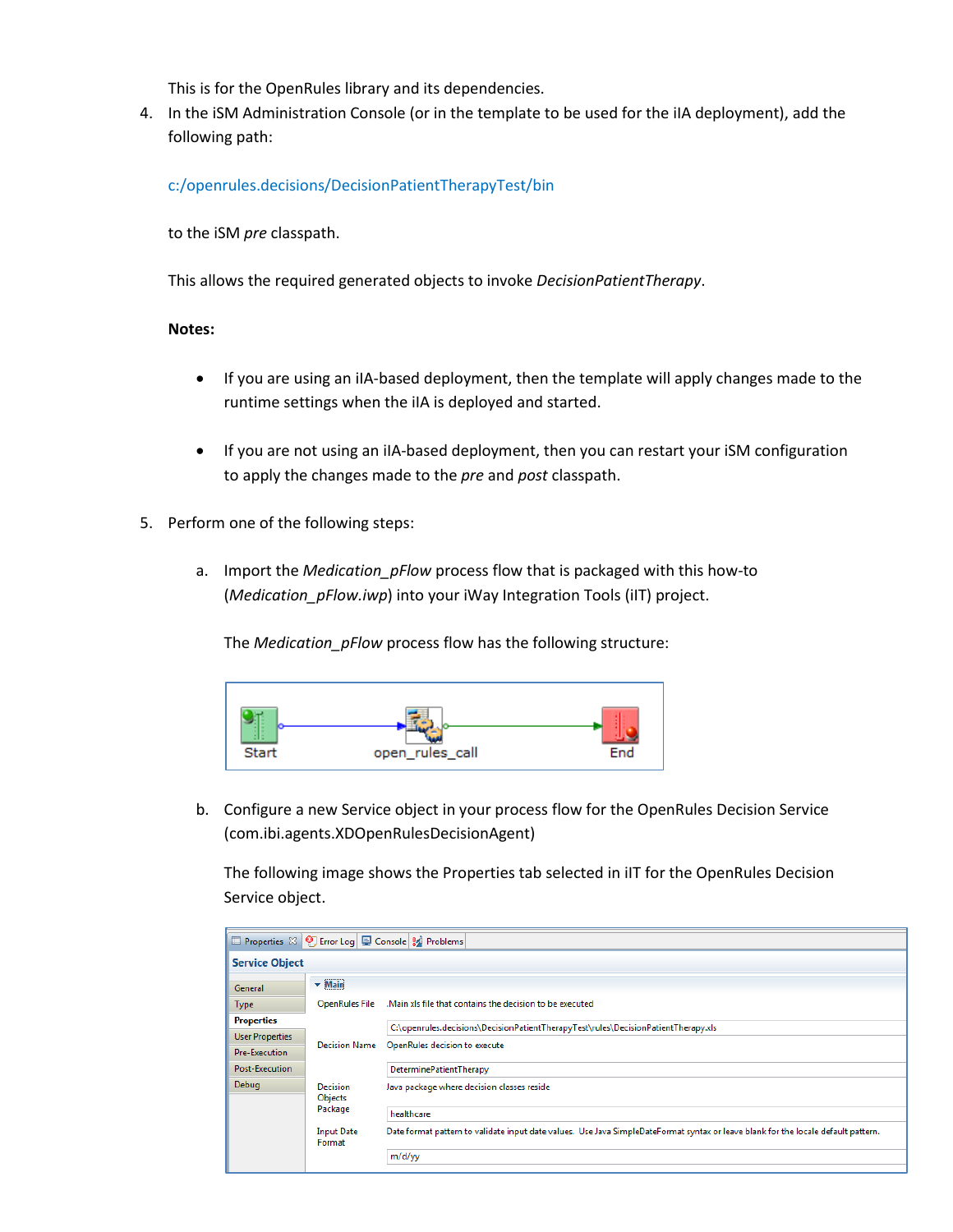This is for the OpenRules library and its dependencies.

4. In the iSM Administration Console (or in the template to be used for the iIA deployment), add the following path:

   c:/openrules.decisions/DecisionPatientTherapyTest/bin

   to the iSM *pre* classpath.

   This allows the required generated objects to invoke *DecisionPatientTherapy*.

   **Notes:**

   - If you are using an iIA-based deployment, then the template will apply changes made to the runtime settings when the iIA is deployed and started.

   - If you are not using an iIA-based deployment, then you can restart your iSM configuration to apply the changes made to the *pre* and *post* classpath.

5. Perform one of the following steps:

   a. Import the *Medication_pFlow* process flow that is packaged with this how-to (*Medication_pFlow.iwp*) into your iWay Integration Tools (iIT) project.

      The *Medication_pFlow* process flow has the following structure:

   b. Configure a new Service object in your process flow for the OpenRules Decision Service (com.ibi.agents.XDOpenRulesDecisionAgent)

      The following image shows the Properties tab selected in iIT for the OpenRules Decision Service object.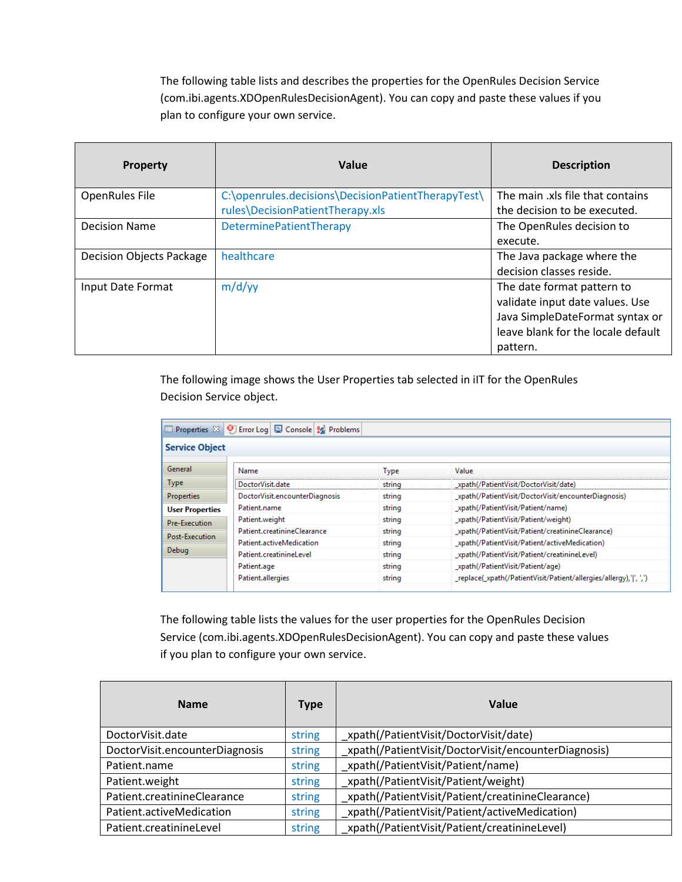The following table lists and describes the properties for the OpenRules Decision Service (com.ibi.agents.XDOpenRulesDecisionAgent). You can copy and paste these values if you plan to configure your own service.

| Property | Value | Description |
|---|---|---|
| OpenRules File | C:\openrules.decisions\DecisionPatientTherapyTest\rules\DecisionPatientTherapy.xls | The main .xls file that contains the decision to be executed. |
| Decision Name | DeterminePatientTherapy | The OpenRules decision to execute. |
| Decision Objects Package | healthcare | The Java package where the decision classes reside. |
| Input Date Format | m/d/yy | The date format pattern to validate input date values. Use Java SimpleDateFormat syntax or leave blank for the locale default pattern. |

The following image shows the User Properties tab selected in iIT for the OpenRules Decision Service object.

The following table lists the values for the user properties for the OpenRules Decision Service (com.ibi.agents.XDOpenRulesDecisionAgent). You can copy and paste these values if you plan to configure your own service.

| Name | Type | Value |
|---|---|---|
| DoctorVisit.date | string | _xpath(/PatientVisit/DoctorVisit/date) |
| DoctorVisit.encounterDiagnosis | string | _xpath(/PatientVisit/DoctorVisit/encounterDiagnosis) |
| Patient.name | string | _xpath(/PatientVisit/Patient/name) |
| Patient.weight | string | _xpath(/PatientVisit/Patient/weight) |
| Patient.creatinineClearance | string | _xpath(/PatientVisit/Patient/creatinineClearance) |
| Patient.activeMedication | string | _xpath(/PatientVisit/Patient/activeMedication) |
| Patient.creatinineLevel | string | _xpath(/PatientVisit/Patient/creatinineLevel) |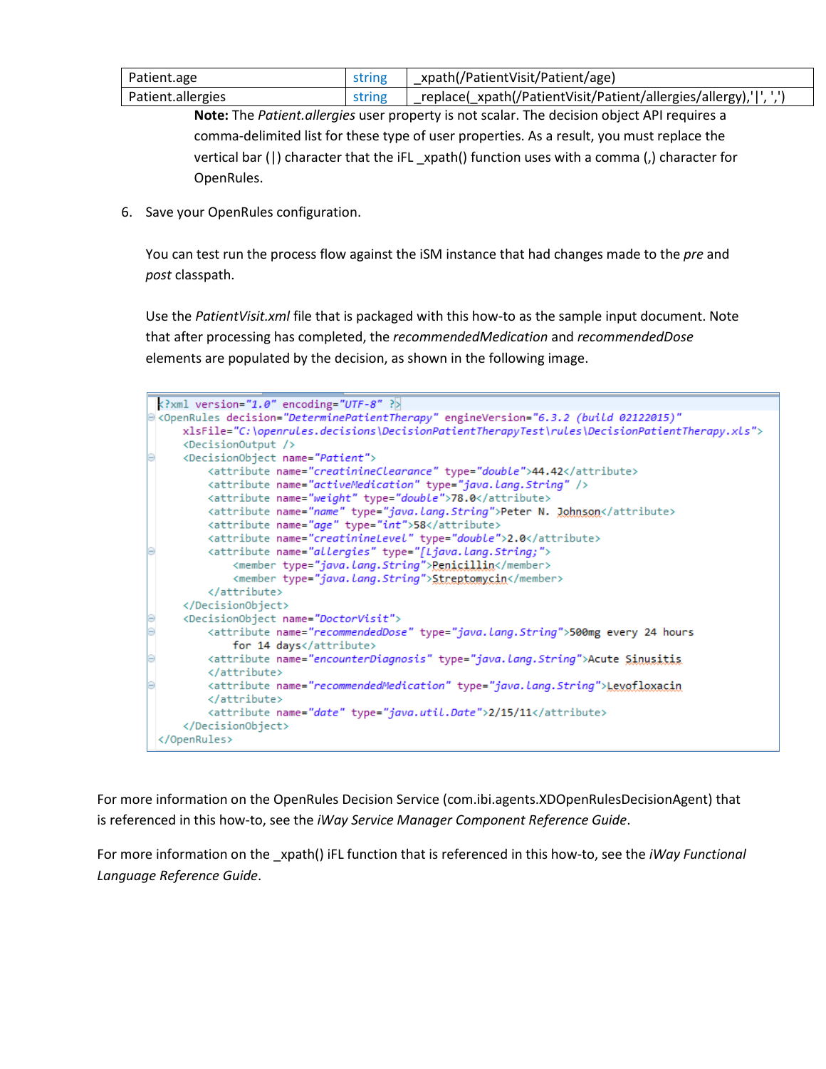| | | |
|---|---|---|
| Patient.age | string | _xpath(/PatientVisit/Patient/age) |
| Patient.allergies | string | _replace(_xpath(/PatientVisit/Patient/allergies/allergy),'\|', ',') |

**Note:** The *Patient.allergies* user property is not scalar. The decision object API requires a comma-delimited list for these type of user properties. As a result, you must replace the vertical bar (|) character that the iFL _xpath() function uses with a comma (,) character for OpenRules.

6. Save your OpenRules configuration.

   You can test run the process flow against the iSM instance that had changes made to the *pre* and *post* classpath.

   Use the *PatientVisit.xml* file that is packaged with this how-to as the sample input document. Note that after processing has completed, the *recommendedMedication* and *recommendedDose* elements are populated by the decision, as shown in the following image.

```
<?xml version="1.0" encoding="UTF-8" ?>
<OpenRules decision="DeterminePatientTherapy" engineVersion="6.3.2 (build 02122015)"
    xlsFile="C:\openrules.decisions\DecisionPatientTherapyTest\rules\DecisionPatientTherapy.xls">
    <DecisionOutput />
    <DecisionObject name="Patient">
        <attribute name="creatinineClearance" type="double">44.42</attribute>
        <attribute name="activeMedication" type="java.lang.String" />
        <attribute name="weight" type="double">78.0</attribute>
        <attribute name="name" type="java.lang.String">Peter N. Johnson</attribute>
        <attribute name="age" type="int">58</attribute>
        <attribute name="creatinineLevel" type="double">2.0</attribute>
        <attribute name="allergies" type="[Ljava.lang.String;">
            <member type="java.lang.String">Penicillin</member>
            <member type="java.lang.String">Streptomycin</member>
        </attribute>
    </DecisionObject>
    <DecisionObject name="DoctorVisit">
        <attribute name="recommendedDose" type="java.lang.String">500mg every 24 hours
            for 14 days</attribute>
        <attribute name="encounterDiagnosis" type="java.lang.String">Acute Sinusitis
        </attribute>
        <attribute name="recommendedMedication" type="java.lang.String">Levofloxacin
        </attribute>
        <attribute name="date" type="java.util.Date">2/15/11</attribute>
    </DecisionObject>
</OpenRules>
```

For more information on the OpenRules Decision Service (com.ibi.agents.XDOpenRulesDecisionAgent) that is referenced in this how-to, see the *iWay Service Manager Component Reference Guide*.

For more information on the _xpath() iFL function that is referenced in this how-to, see the *iWay Functional Language Reference Guide*.